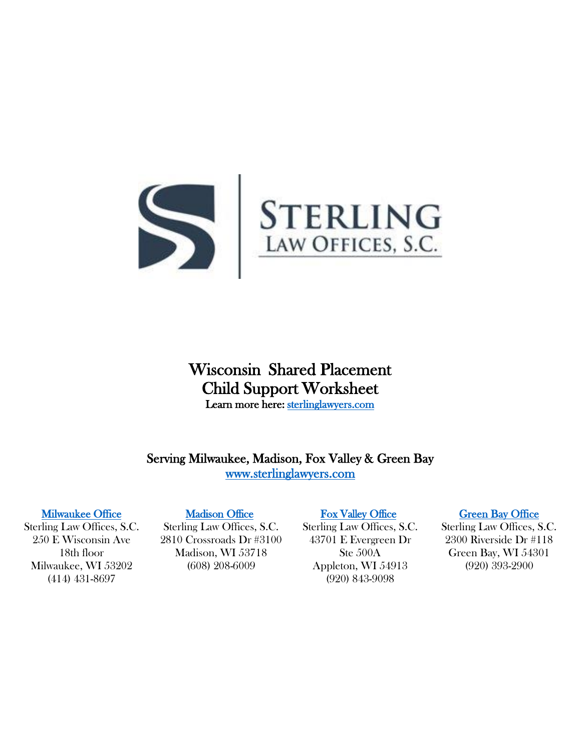STERLING

LAW OFFICES, S.C.

# Wisconsin Shared Placement Child Support Worksheet

**Learn more here: [sterlinglawyers.com](sterlinglawyers.com)**

**Serving Milwaukee, Madison, Fox Valley & Green Bay**

[www.sterlinglawyers.com](www.sterlinglawyers.com)

**Milwaukee Office**
Sterling Law Offices, S.C.
250 E Wisconsin Ave
18th floor
Milwaukee, WI 53202
(414) 431-8697

**Madison Office**
Sterling Law Offices, S.C.
2810 Crossroads Dr #3100
Madison, WI 53718
(608) 208-6009

**Fox Valley Office**
Sterling Law Offices, S.C.
43701 E Evergreen Dr
Ste 500A
Appleton, WI 54913
(920) 843-9098

**Green Bay Office**
Sterling Law Offices, S.C.
2300 Riverside Dr #118
Green Bay, WI 54301
(920) 393-2900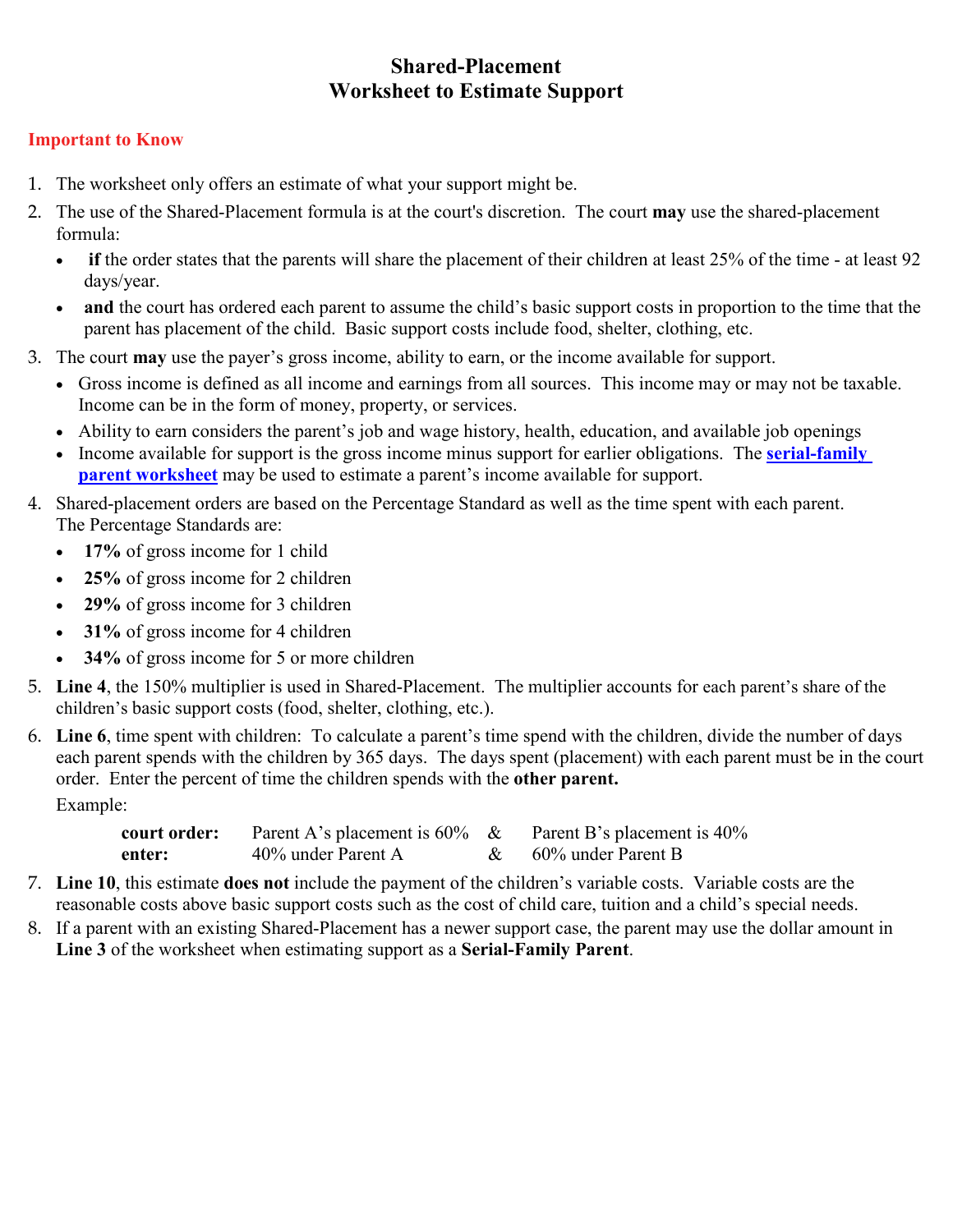# Shared-Placement
# Worksheet to Estimate Support

## Important to Know

1. The worksheet only offers an estimate of what your support might be.
2. The use of the Shared-Placement formula is at the court's discretion. The court **may** use the shared-placement formula:
   - **if** the order states that the parents will share the placement of their children at least 25% of the time - at least 92 days/year.
   - **and** the court has ordered each parent to assume the child's basic support costs in proportion to the time that the parent has placement of the child. Basic support costs include food, shelter, clothing, etc.
3. The court **may** use the payer's gross income, ability to earn, or the income available for support.
   - Gross income is defined as all income and earnings from all sources. This income may or may not be taxable. Income can be in the form of money, property, or services.
   - Ability to earn considers the parent's job and wage history, health, education, and available job openings
   - Income available for support is the gross income minus support for earlier obligations. The **serial-family parent worksheet** may be used to estimate a parent's income available for support.
4. Shared-placement orders are based on the Percentage Standard as well as the time spent with each parent. The Percentage Standards are:
   - **17%** of gross income for 1 child
   - **25%** of gross income for 2 children
   - **29%** of gross income for 3 children
   - **31%** of gross income for 4 children
   - **34%** of gross income for 5 or more children
5. **Line 4**, the 150% multiplier is used in Shared-Placement. The multiplier accounts for each parent's share of the children's basic support costs (food, shelter, clothing, etc.).
6. **Line 6**, time spent with children: To calculate a parent's time spend with the children, divide the number of days each parent spends with the children by 365 days. The days spent (placement) with each parent must be in the court order. Enter the percent of time the children spends with the **other parent.**

   Example:

   | | | | |
   |---|---|---|---|
   | **court order:** | Parent A's placement is 60% | & | Parent B's placement is 40% |
   | **enter:** | 40% under Parent A | & | 60% under Parent B |

7. **Line 10**, this estimate **does not** include the payment of the children's variable costs. Variable costs are the reasonable costs above basic support costs such as the cost of child care, tuition and a child's special needs.
8. If a parent with an existing Shared-Placement has a newer support case, the parent may use the dollar amount in **Line 3** of the worksheet when estimating support as a **Serial-Family Parent**.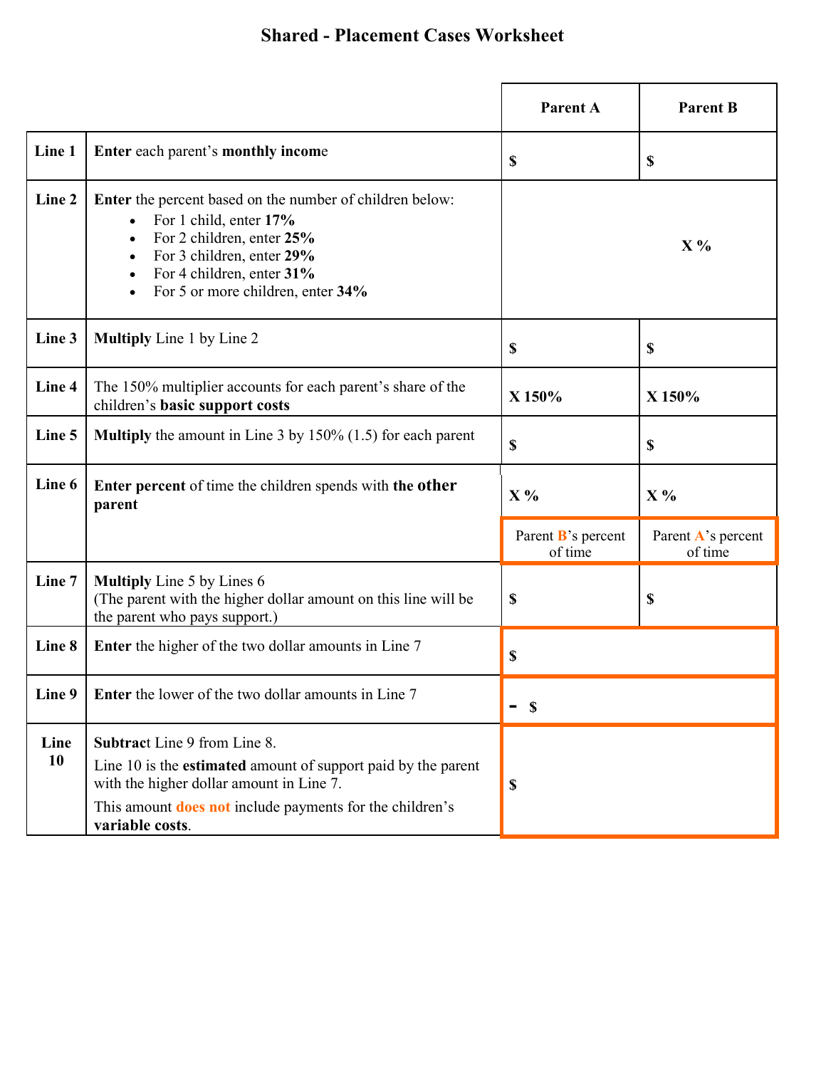# Shared - Placement Cases Worksheet

| | | Parent A | Parent B |
|---|---|---|---|
| **Line 1** | **Enter** each parent's **monthly income** | $ | $ |
| **Line 2** | **Enter** the percent based on the number of children below:<br>• For 1 child, enter **17%**<br>• For 2 children, enter **25%**<br>• For 3 children, enter **29%**<br>• For 4 children, enter **31%**<br>• For 5 or more children, enter **34%** | X % | |
| **Line 3** | **Multiply** Line 1 by Line 2 | $ | $ |
| **Line 4** | The 150% multiplier accounts for each parent's share of the children's **basic support costs** | X 150% | X 150% |
| **Line 5** | **Multiply** the amount in Line 3 by 150% (1.5) for each parent | $ | $ |
| **Line 6** | **Enter percent** of time the children spends with **the other parent** | X %<br>Parent B's percent of time | X %<br>Parent A's percent of time |
| **Line 7** | **Multiply** Line 5 by Lines 6<br>(The parent with the higher dollar amount on this line will be the parent who pays support.) | $ | $ |
| **Line 8** | **Enter** the higher of the two dollar amounts in Line 7 | $ | |
| **Line 9** | **Enter** the lower of the two dollar amounts in Line 7 | - $ | |
| **Line 10** | **Subtract** Line 9 from Line 8.<br>Line 10 is the **estimated** amount of support paid by the parent with the higher dollar amount in Line 7.<br>This amount **does not** include payments for the children's **variable costs**. | $ | |